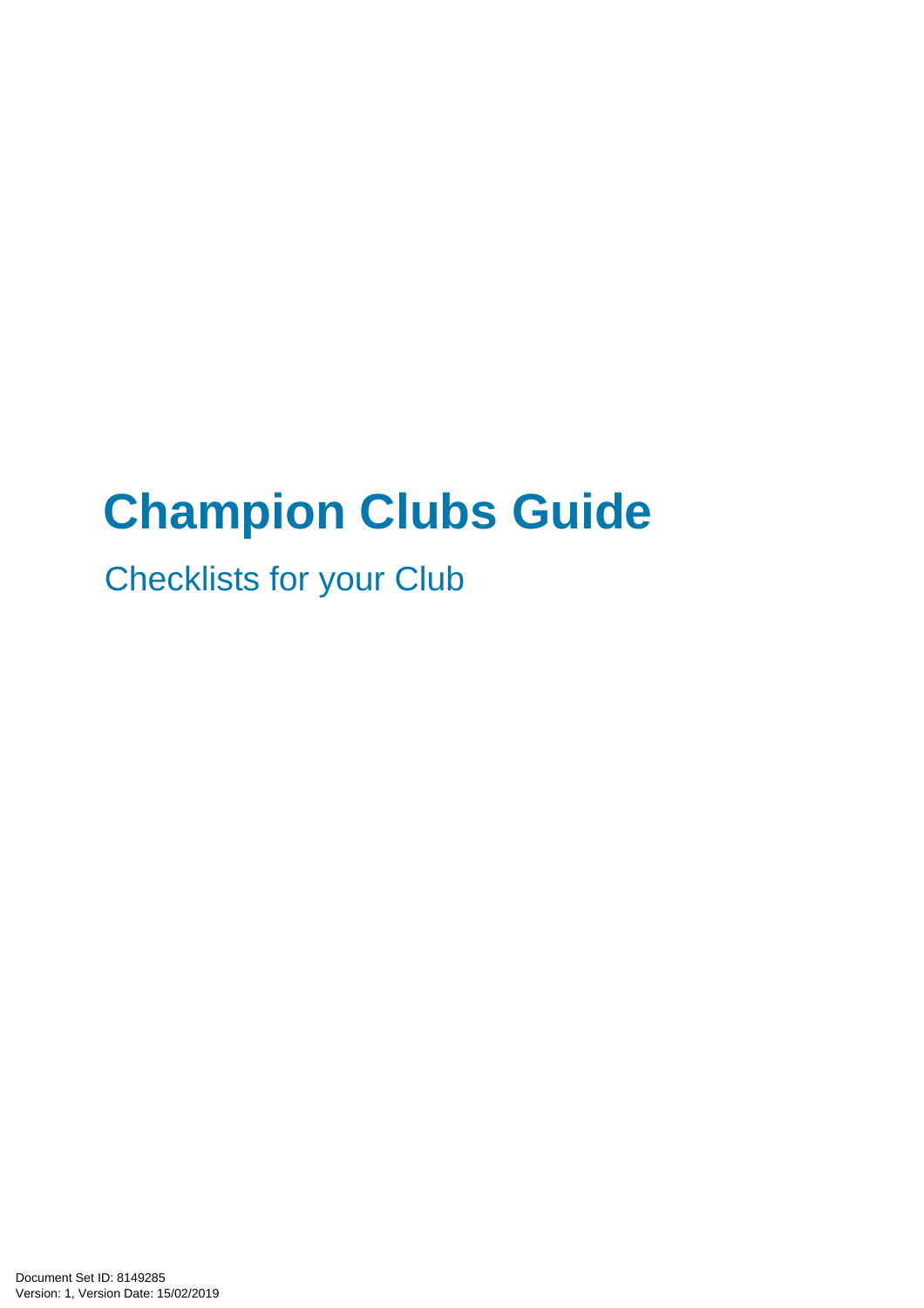# Champion Clubs Guide

## Checklists for your Club

Document Set ID: 8149285
Version: 1, Version Date: 15/02/2019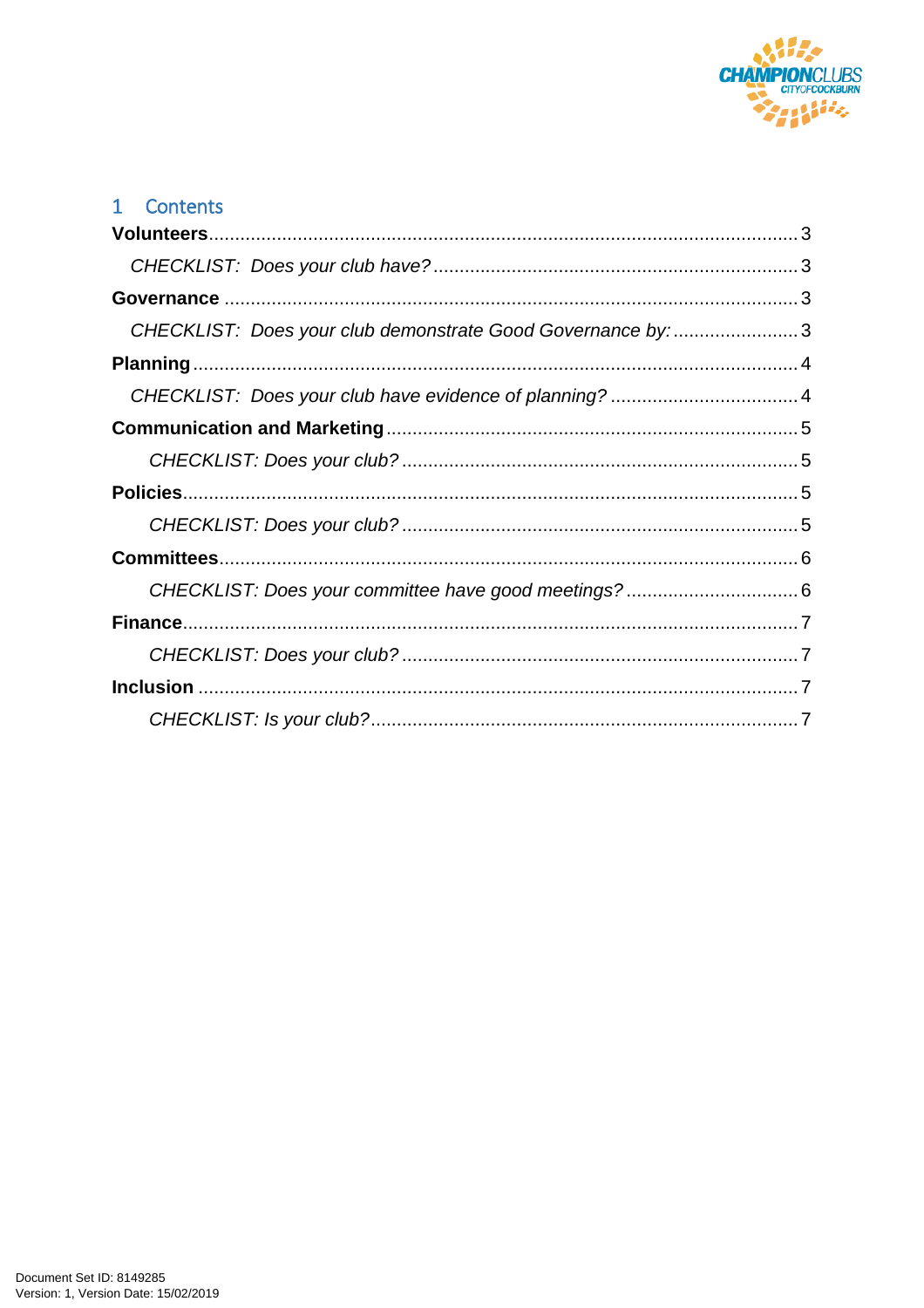# 1 Contents

**Volunteers** ................................................................................................................. 3

*CHECKLIST: Does your club have?* ..................................................................... 3

**Governance** ............................................................................................................. 3

*CHECKLIST: Does your club demonstrate Good Governance by:* ........................ 3

**Planning** ................................................................................................................... 4

*CHECKLIST: Does your club have evidence of planning?* .................................... 4

**Communication and Marketing** .............................................................................. 5

*CHECKLIST: Does your club?* ........................................................................... 5

**Policies** ..................................................................................................................... 5

*CHECKLIST: Does your club?* ........................................................................... 5

**Committees** .............................................................................................................. 6

*CHECKLIST: Does your committee have good meetings?* ................................. 6

**Finance** ..................................................................................................................... 7

*CHECKLIST: Does your club?* ........................................................................... 7

**Inclusion** ................................................................................................................... 7

*CHECKLIST: Is your club?* ................................................................................. 7

Document Set ID: 8149285
Version: 1, Version Date: 15/02/2019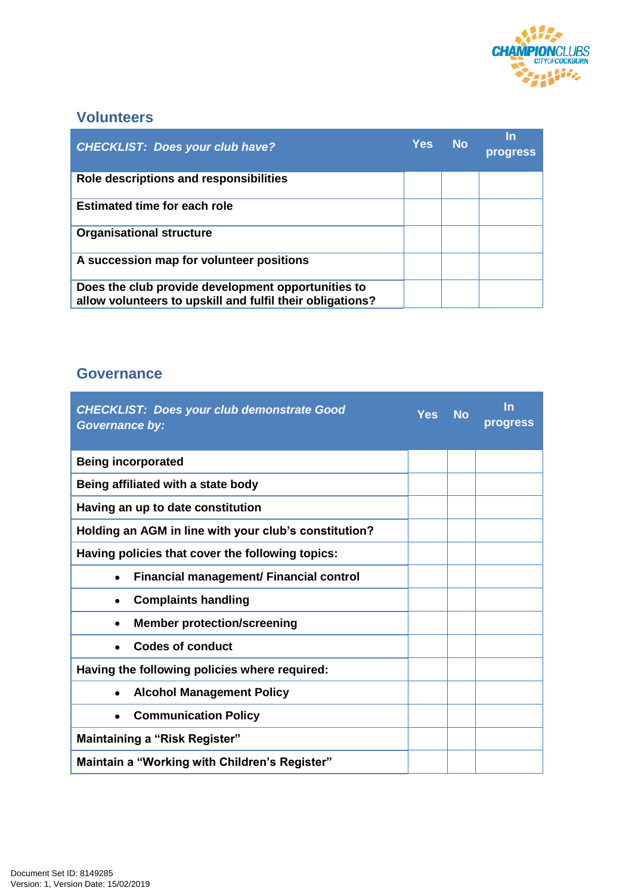## Volunteers

| *CHECKLIST: Does your club have?* | Yes | No | In progress |
|---|---|---|---|
| **Role descriptions and responsibilities** | | | |
| **Estimated time for each role** | | | |
| **Organisational structure** | | | |
| **A succession map for volunteer positions** | | | |
| **Does the club provide development opportunities to allow volunteers to upskill and fulfil their obligations?** | | | |

## Governance

| *CHECKLIST: Does your club demonstrate Good Governance by:* | Yes | No | In progress |
|---|---|---|---|
| **Being incorporated** | | | |
| **Being affiliated with a state body** | | | |
| **Having an up to date constitution** | | | |
| **Holding an AGM in line with your club's constitution?** | | | |
| **Having policies that cover the following topics:** | | | |
| • **Financial management/ Financial control** | | | |
| • **Complaints handling** | | | |
| • **Member protection/screening** | | | |
| • **Codes of conduct** | | | |
| **Having the following policies where required:** | | | |
| • **Alcohol Management Policy** | | | |
| • **Communication Policy** | | | |
| **Maintaining a "Risk Register"** | | | |
| **Maintain a "Working with Children's Register"** | | | |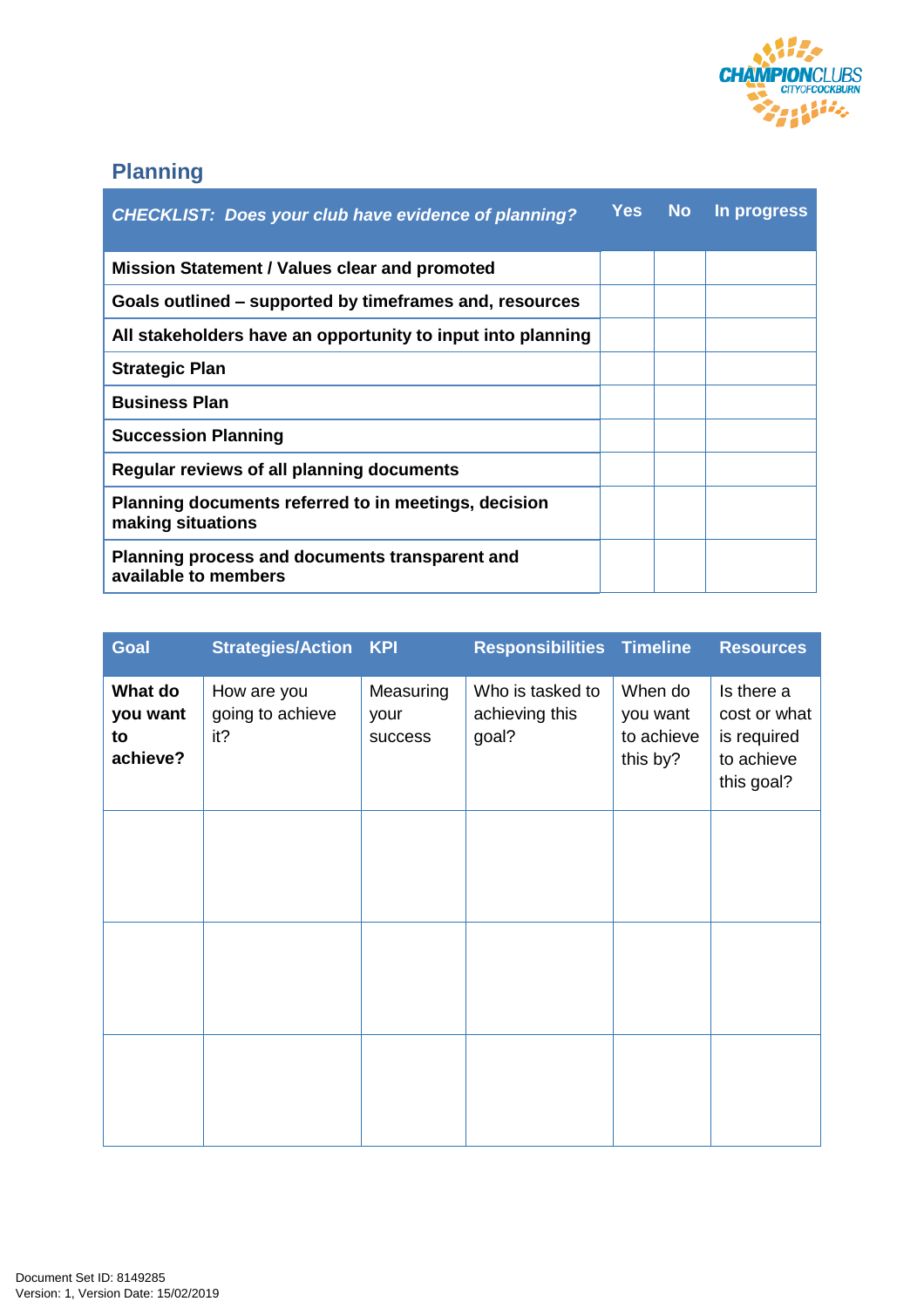## Planning

| *CHECKLIST: Does your club have evidence of planning?* | Yes | No | In progress |
|---|---|---|---|
| **Mission Statement / Values clear and promoted** | | | |
| **Goals outlined – supported by timeframes and, resources** | | | |
| **All stakeholders have an opportunity to input into planning** | | | |
| **Strategic Plan** | | | |
| **Business Plan** | | | |
| **Succession Planning** | | | |
| **Regular reviews of all planning documents** | | | |
| **Planning documents referred to in meetings, decision making situations** | | | |
| **Planning process and documents transparent and available to members** | | | |

| Goal | Strategies/Action | KPI | Responsibilities | Timeline | Resources |
|---|---|---|---|---|---|
| **What do you want to achieve?** | How are you going to achieve it? | Measuring your success | Who is tasked to achieving this goal? | When do you want to achieve this by? | Is there a cost or what is required to achieve this goal? |
| | | | | | |
| | | | | | |
| | | | | | |

Document Set ID: 8149285
Version: 1, Version Date: 15/02/2019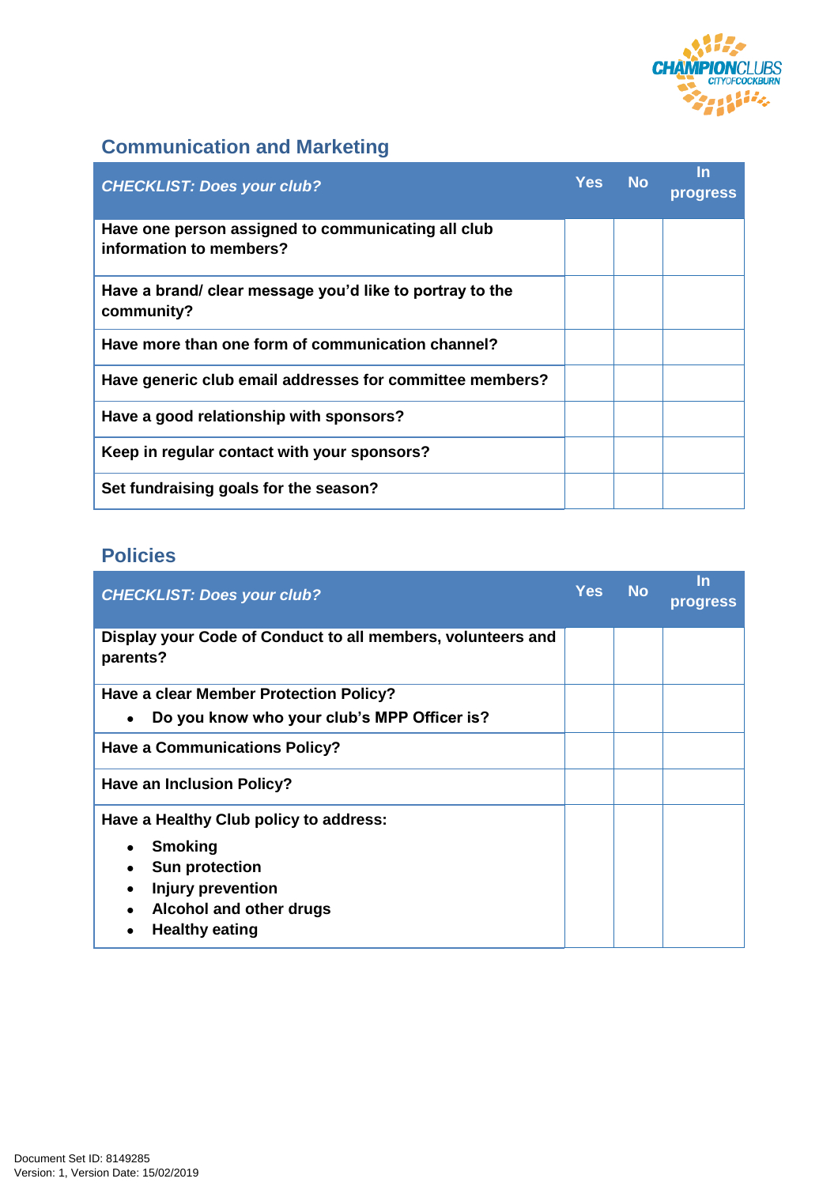## Communication and Marketing

| *CHECKLIST: Does your club?* | Yes | No | In progress |
|---|---|---|---|
| **Have one person assigned to communicating all club information to members?** | | | |
| **Have a brand/ clear message you'd like to portray to the community?** | | | |
| **Have more than one form of communication channel?** | | | |
| **Have generic club email addresses for committee members?** | | | |
| **Have a good relationship with sponsors?** | | | |
| **Keep in regular contact with your sponsors?** | | | |
| **Set fundraising goals for the season?** | | | |

## Policies

| *CHECKLIST: Does your club?* | Yes | No | In progress |
|---|---|---|---|
| **Display your Code of Conduct to all members, volunteers and parents?** | | | |
| **Have a clear Member Protection Policy?**<br>• **Do you know who your club's MPP Officer is?** | | | |
| **Have a Communications Policy?** | | | |
| **Have an Inclusion Policy?** | | | |
| **Have a Healthy Club policy to address:**<br>• **Smoking**<br>• **Sun protection**<br>• **Injury prevention**<br>• **Alcohol and other drugs**<br>• **Healthy eating** | | | |

Document Set ID: 8149285
Version: 1, Version Date: 15/02/2019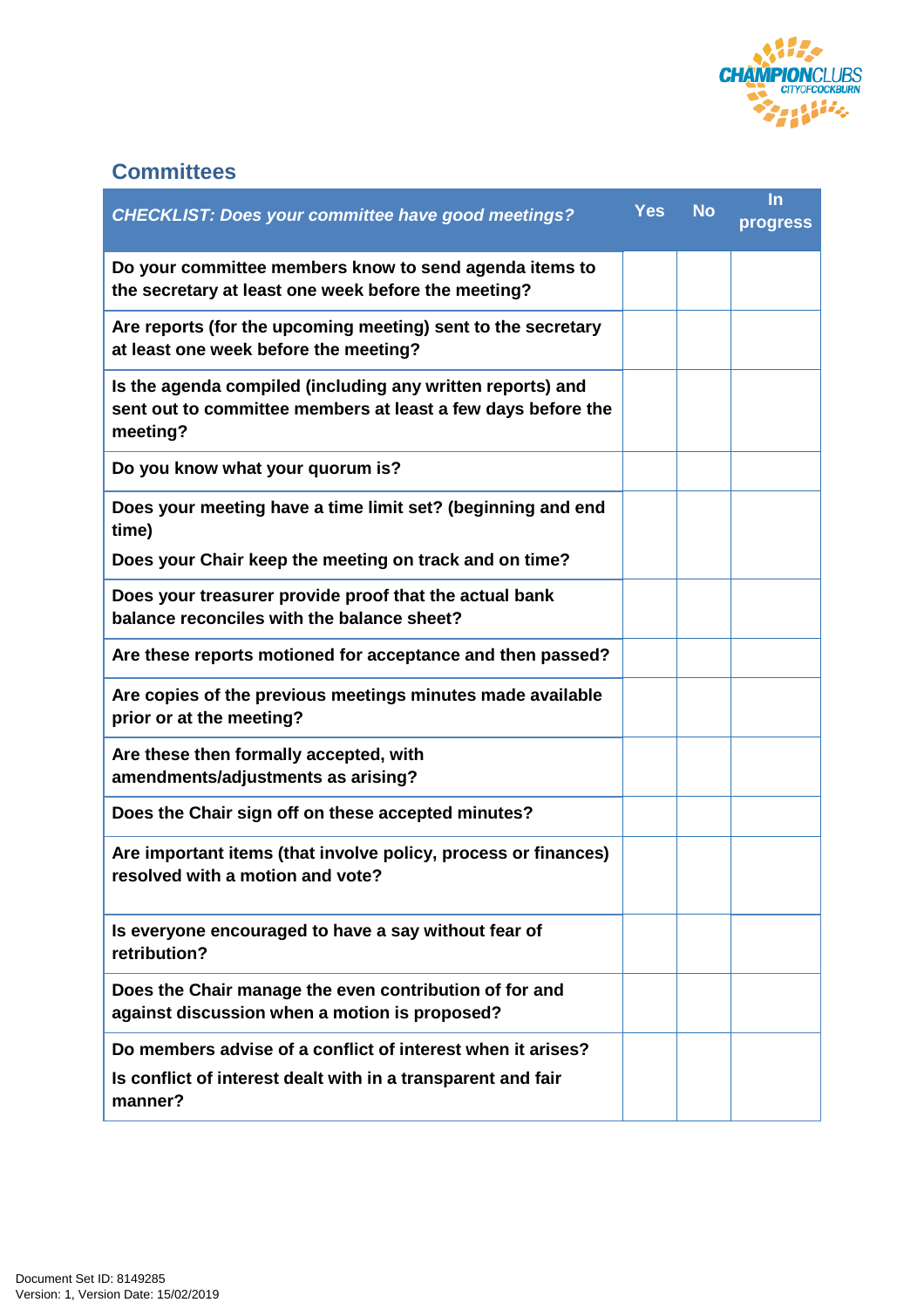## Committees

| *CHECKLIST: Does your committee have good meetings?* | Yes | No | In progress |
|---|---|---|---|
| **Do your committee members know to send agenda items to the secretary at least one week before the meeting?** | | | |
| **Are reports (for the upcoming meeting) sent to the secretary at least one week before the meeting?** | | | |
| **Is the agenda compiled (including any written reports) and sent out to committee members at least a few days before the meeting?** | | | |
| **Do you know what your quorum is?** | | | |
| **Does your meeting have a time limit set? (beginning and end time)**<br>**Does your Chair keep the meeting on track and on time?** | | | |
| **Does your treasurer provide proof that the actual bank balance reconciles with the balance sheet?** | | | |
| **Are these reports motioned for acceptance and then passed?** | | | |
| **Are copies of the previous meetings minutes made available prior or at the meeting?** | | | |
| **Are these then formally accepted, with amendments/adjustments as arising?** | | | |
| **Does the Chair sign off on these accepted minutes?** | | | |
| **Are important items (that involve policy, process or finances) resolved with a motion and vote?** | | | |
| **Is everyone encouraged to have a say without fear of retribution?** | | | |
| **Does the Chair manage the even contribution of for and against discussion when a motion is proposed?** | | | |
| **Do members advise of a conflict of interest when it arises?**<br>**Is conflict of interest dealt with in a transparent and fair manner?** | | | |

Document Set ID: 8149285
Version: 1, Version Date: 15/02/2019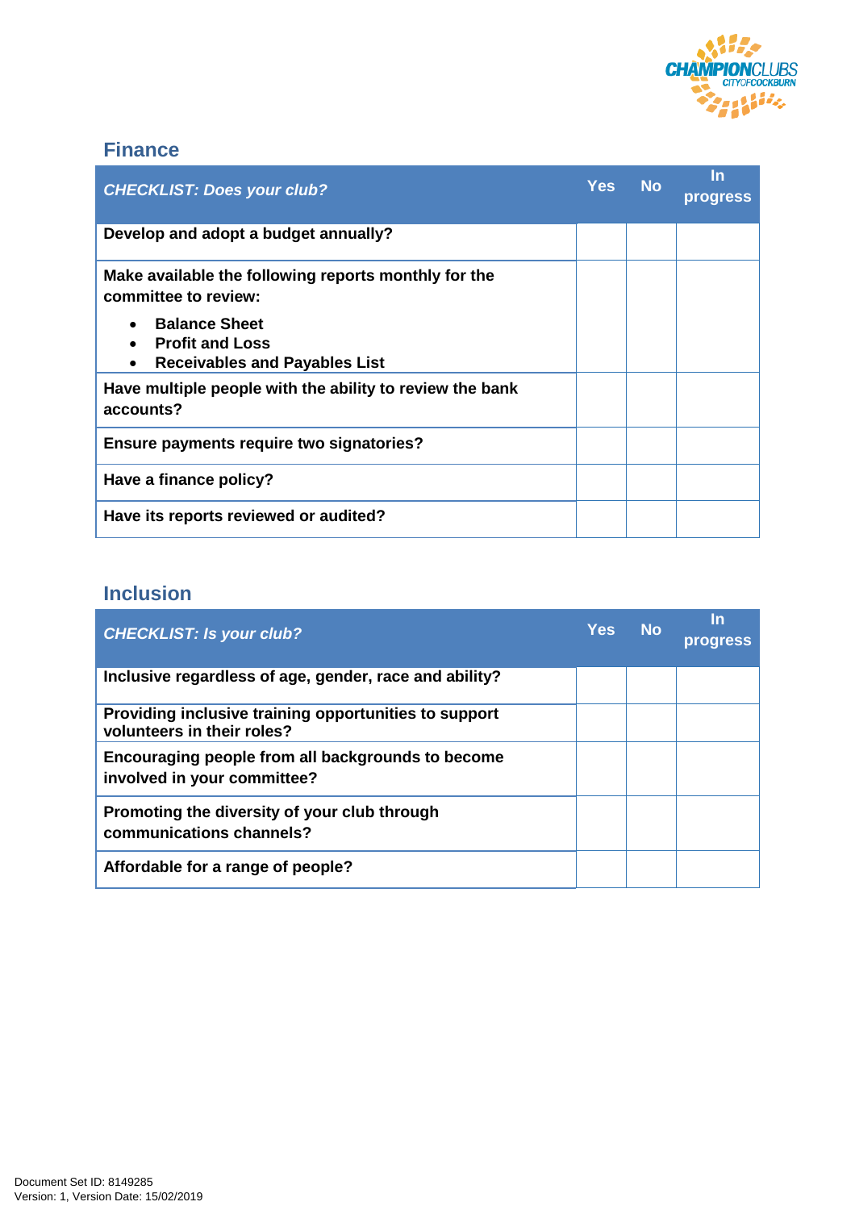## Finance

| *CHECKLIST: Does your club?* | Yes | No | In progress |
|---|---|---|---|
| **Develop and adopt a budget annually?** | | | |
| **Make available the following reports monthly for the committee to review:**<br>• **Balance Sheet**<br>• **Profit and Loss**<br>• **Receivables and Payables List** | | | |
| **Have multiple people with the ability to review the bank accounts?** | | | |
| **Ensure payments require two signatories?** | | | |
| **Have a finance policy?** | | | |
| **Have its reports reviewed or audited?** | | | |

## Inclusion

| *CHECKLIST: Is your club?* | Yes | No | In progress |
|---|---|---|---|
| **Inclusive regardless of age, gender, race and ability?** | | | |
| **Providing inclusive training opportunities to support volunteers in their roles?** | | | |
| **Encouraging people from all backgrounds to become involved in your committee?** | | | |
| **Promoting the diversity of your club through communications channels?** | | | |
| **Affordable for a range of people?** | | | |

Document Set ID: 8149285
Version: 1, Version Date: 15/02/2019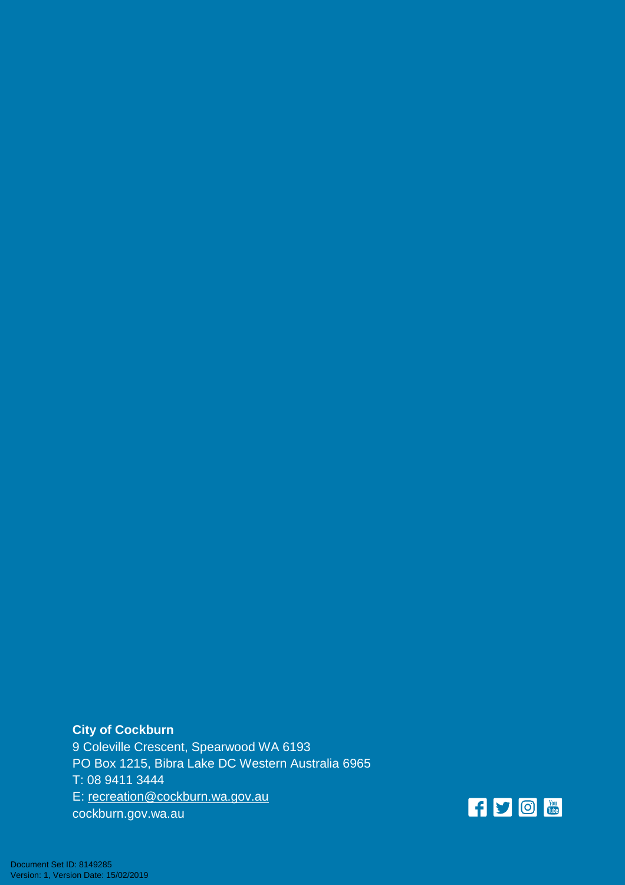**City of Cockburn**

9 Coleville Crescent, Spearwood WA 6193
PO Box 1215, Bibra Lake DC Western Australia 6965
T: 08 9411 3444
E: recreation@cockburn.wa.gov.au
cockburn.gov.wa.au

Document Set ID: 8149285
Version: 1, Version Date: 15/02/2019